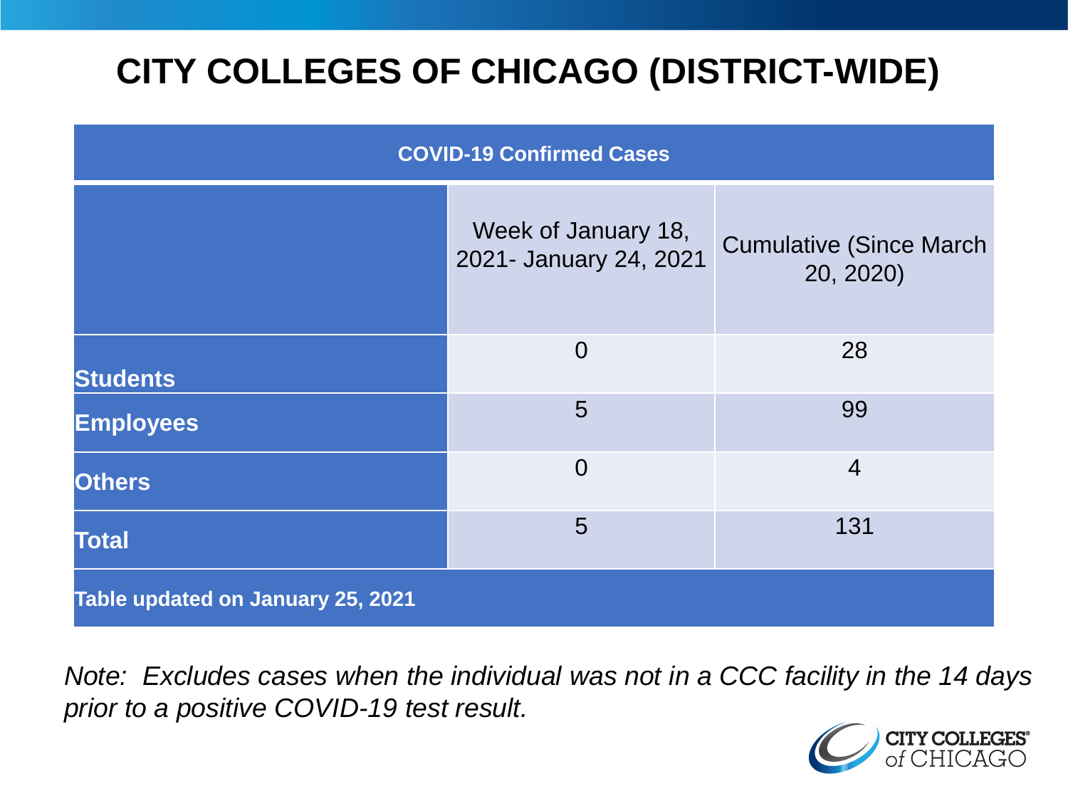# CITY COLLEGES OF CHICAGO (DISTRICT-WIDE)

| COVID-19 Confirmed Cases | | |
|---|---|---|
| | Week of January 18, 2021- January 24, 2021 | Cumulative (Since March 20, 2020) |
| **Students** | 0 | 28 |
| **Employees** | 5 | 99 |
| **Others** | 0 | 4 |
| **Total** | 5 | 131 |
| **Table updated on January 25, 2021** | | |

*Note: Excludes cases when the individual was not in a CCC facility in the 14 days prior to a positive COVID-19 test result.*

CITY COLLEGES of CHICAGO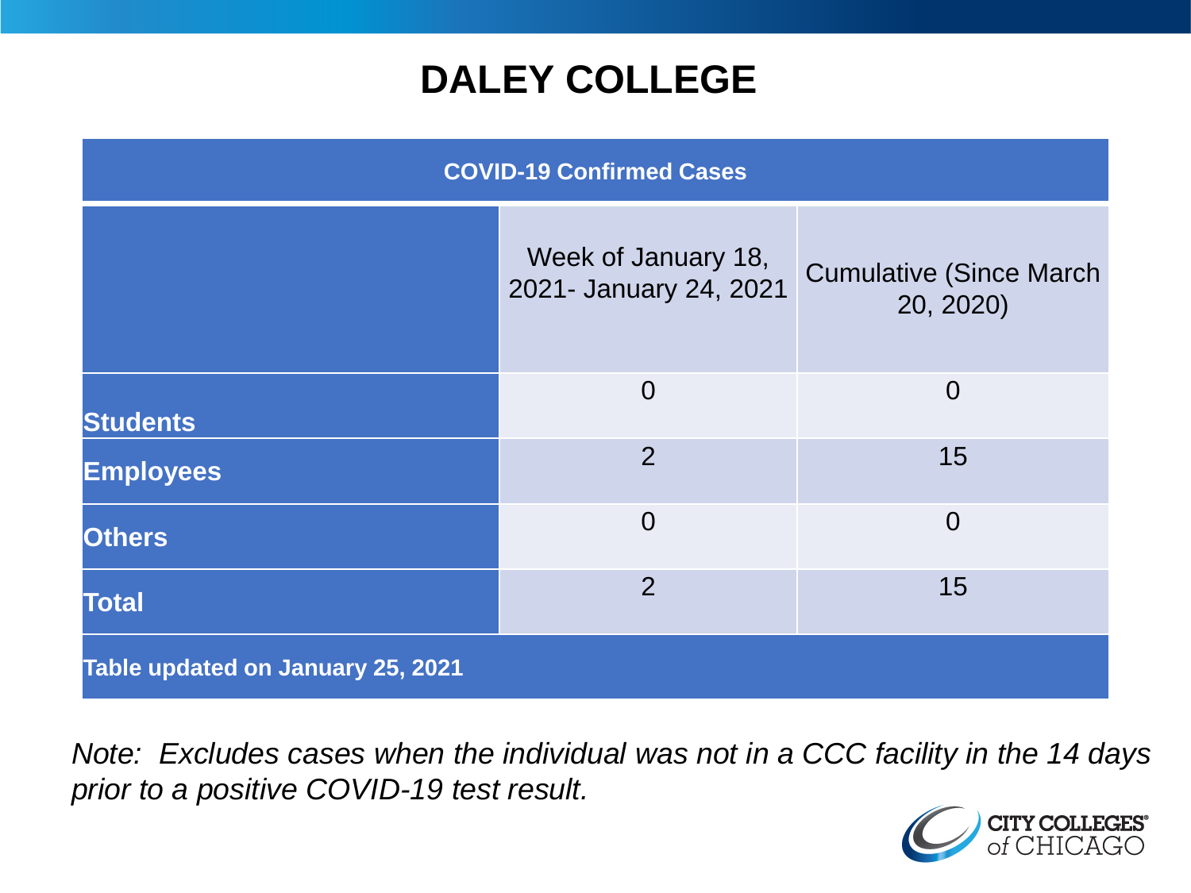# DALEY COLLEGE

| COVID-19 Confirmed Cases | | |
|---|---|---|
| | Week of January 18, 2021- January 24, 2021 | Cumulative (Since March 20, 2020) |
| **Students** | 0 | 0 |
| **Employees** | 2 | 15 |
| **Others** | 0 | 0 |
| **Total** | 2 | 15 |
| **Table updated on January 25, 2021** | | |

*Note: Excludes cases when the individual was not in a CCC facility in the 14 days prior to a positive COVID-19 test result.*

CITY COLLEGES of CHICAGO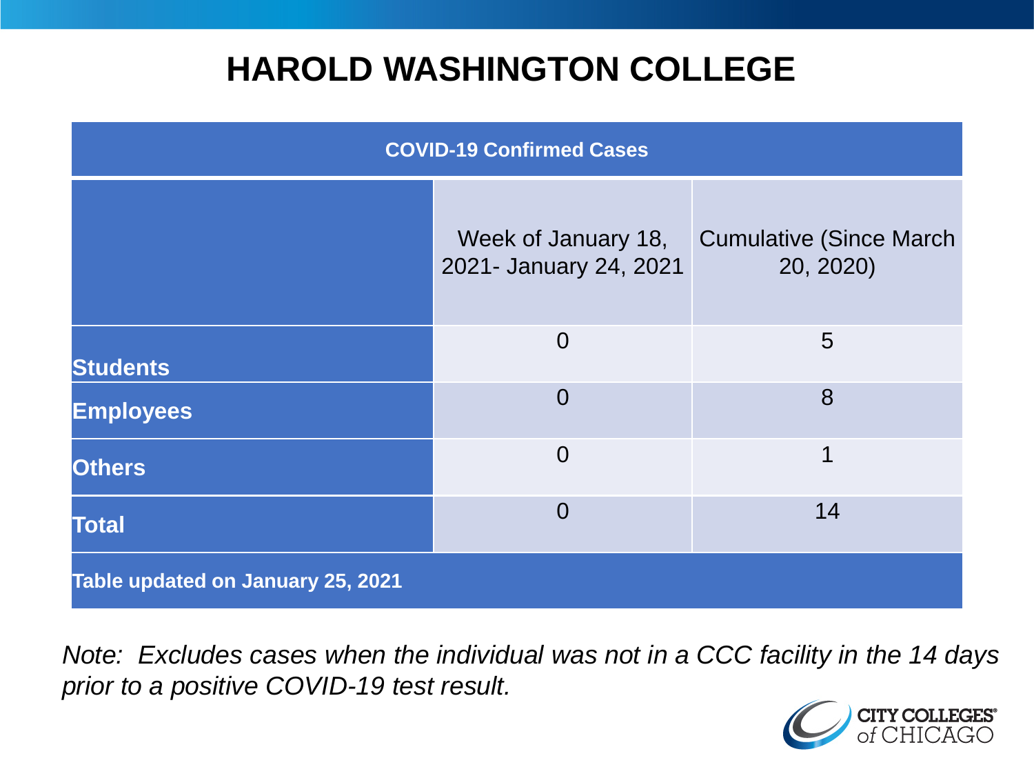# HAROLD WASHINGTON COLLEGE

| COVID-19 Confirmed Cases | | |
|---|---|---|
| | Week of January 18, 2021- January 24, 2021 | Cumulative (Since March 20, 2020) |
| **Students** | 0 | 5 |
| **Employees** | 0 | 8 |
| **Others** | 0 | 1 |
| **Total** | 0 | 14 |
| **Table updated on January 25, 2021** | | |

*Note: Excludes cases when the individual was not in a CCC facility in the 14 days prior to a positive COVID-19 test result.*

CITY COLLEGES of CHICAGO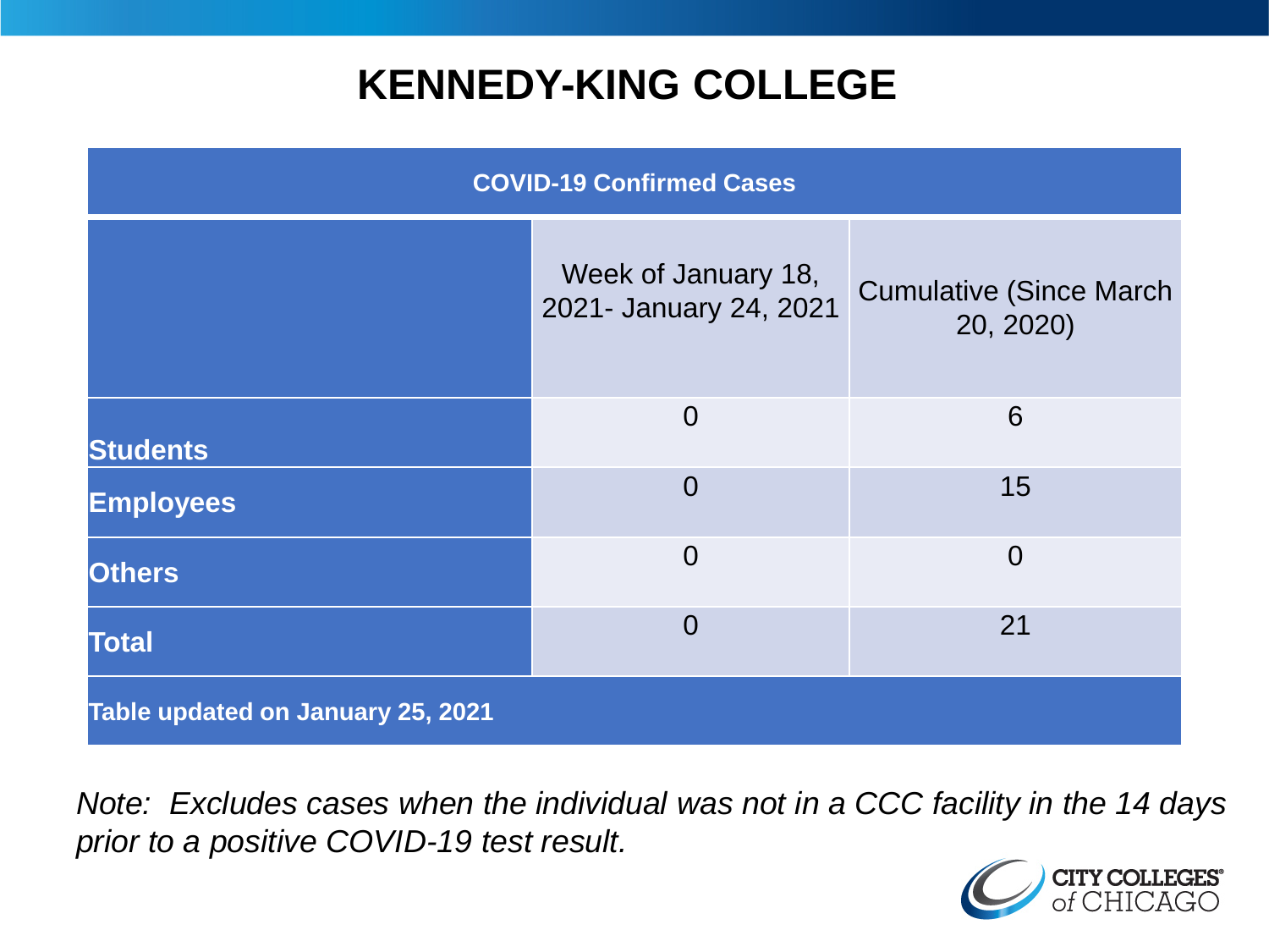# KENNEDY-KING COLLEGE

| COVID-19 Confirmed Cases | | |
|---|---|---|
| | Week of January 18, 2021- January 24, 2021 | Cumulative (Since March 20, 2020) |
| **Students** | 0 | 6 |
| **Employees** | 0 | 15 |
| **Others** | 0 | 0 |
| **Total** | 0 | 21 |
| **Table updated on January 25, 2021** | | |

*Note: Excludes cases when the individual was not in a CCC facility in the 14 days prior to a positive COVID-19 test result.*

CITY COLLEGES of CHICAGO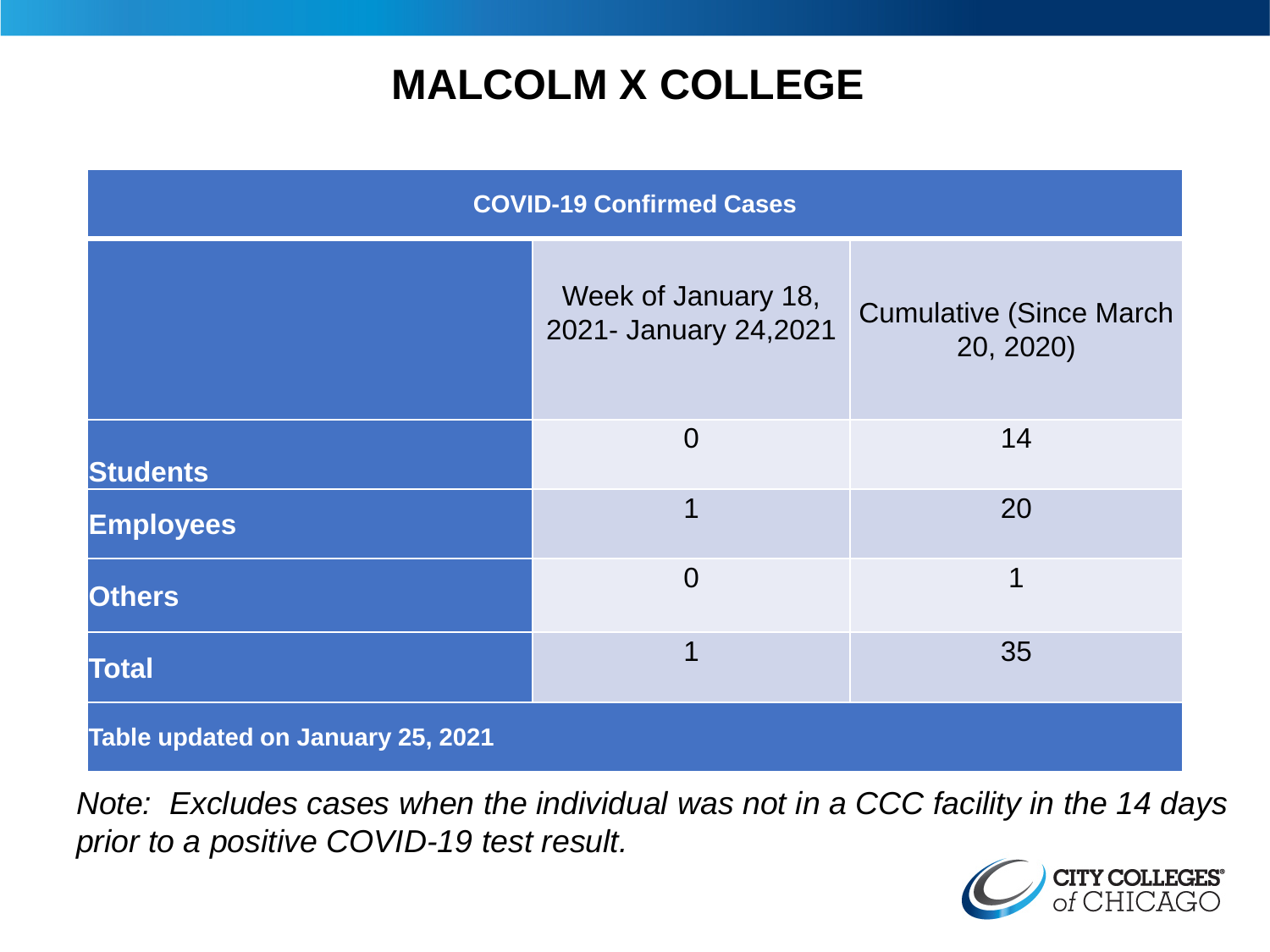# MALCOLM X COLLEGE

| COVID-19 Confirmed Cases | | |
|---|---|---|
| | Week of January 18, 2021- January 24,2021 | Cumulative (Since March 20, 2020) |
| **Students** | 0 | 14 |
| **Employees** | 1 | 20 |
| **Others** | 0 | 1 |
| **Total** | 1 | 35 |
| **Table updated on January 25, 2021** | | |

*Note: Excludes cases when the individual was not in a CCC facility in the 14 days prior to a positive COVID-19 test result.*

CITY COLLEGES of CHICAGO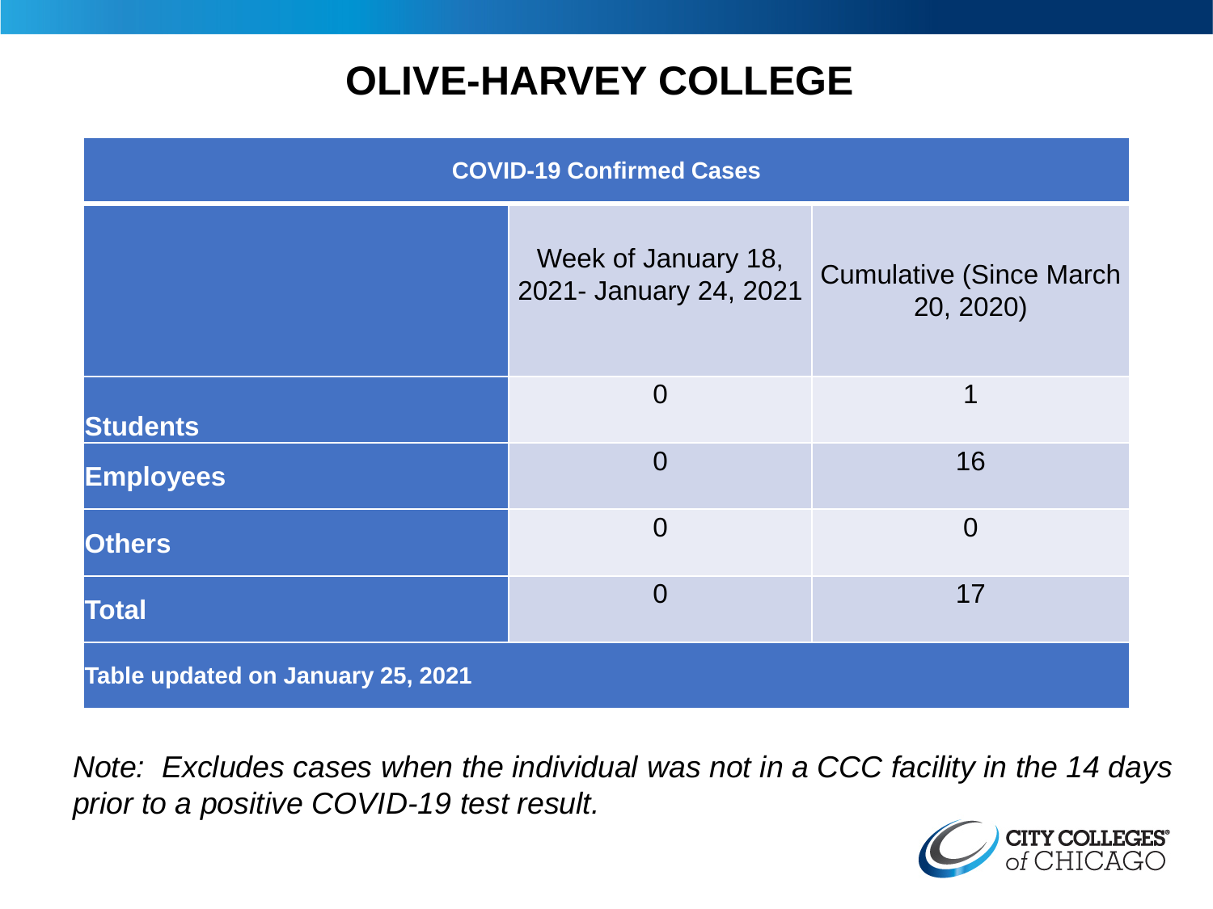# OLIVE-HARVEY COLLEGE

| COVID-19 Confirmed Cases | | |
|---|---|---|
| | Week of January 18, 2021- January 24, 2021 | Cumulative (Since March 20, 2020) |
| **Students** | 0 | 1 |
| **Employees** | 0 | 16 |
| **Others** | 0 | 0 |
| **Total** | 0 | 17 |
| **Table updated on January 25, 2021** | | |

*Note: Excludes cases when the individual was not in a CCC facility in the 14 days prior to a positive COVID-19 test result.*

CITY COLLEGES of CHICAGO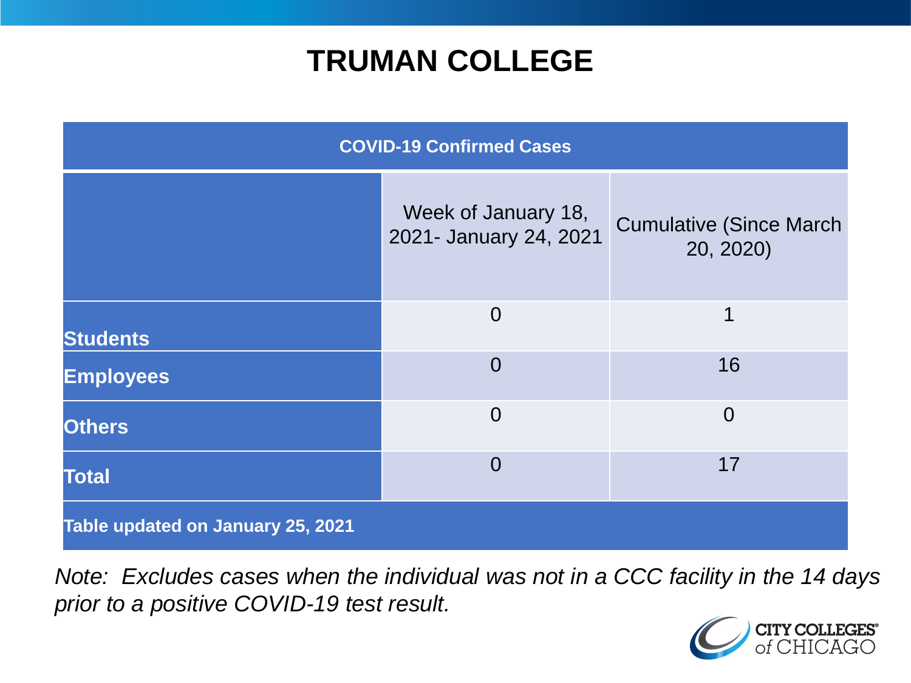# TRUMAN COLLEGE

| COVID-19 Confirmed Cases | | |
|---|---|---|
| | Week of January 18, 2021- January 24, 2021 | Cumulative (Since March 20, 2020) |
| **Students** | 0 | 1 |
| **Employees** | 0 | 16 |
| **Others** | 0 | 0 |
| **Total** | 0 | 17 |
| **Table updated on January 25, 2021** | | |

*Note: Excludes cases when the individual was not in a CCC facility in the 14 days prior to a positive COVID-19 test result.*

CITY COLLEGES of CHICAGO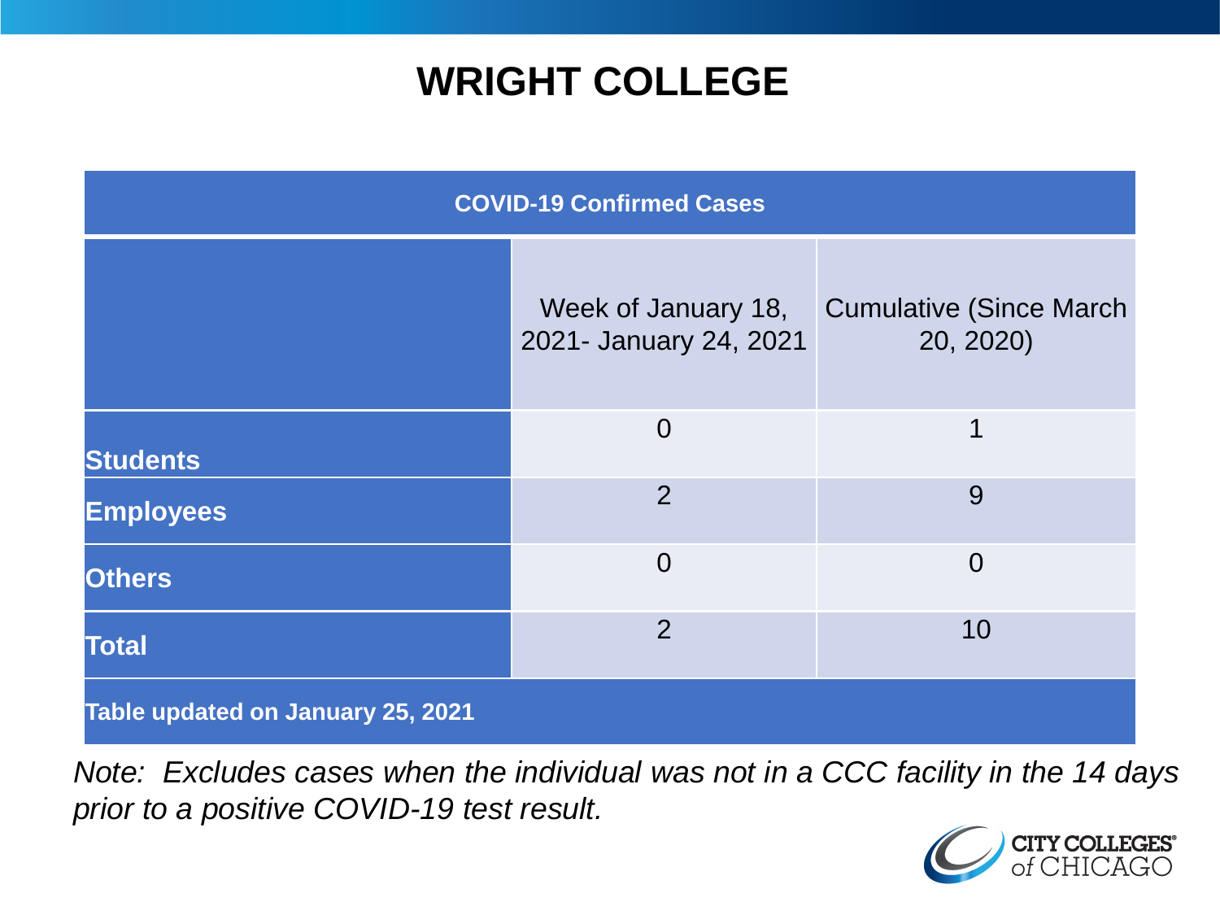# WRIGHT COLLEGE

| COVID-19 Confirmed Cases | | |
|---|---|---|
| | Week of January 18, 2021- January 24, 2021 | Cumulative (Since March 20, 2020) |
| **Students** | 0 | 1 |
| **Employees** | 2 | 9 |
| **Others** | 0 | 0 |
| **Total** | 2 | 10 |
| **Table updated on January 25, 2021** | | |

*Note: Excludes cases when the individual was not in a CCC facility in the 14 days prior to a positive COVID-19 test result.*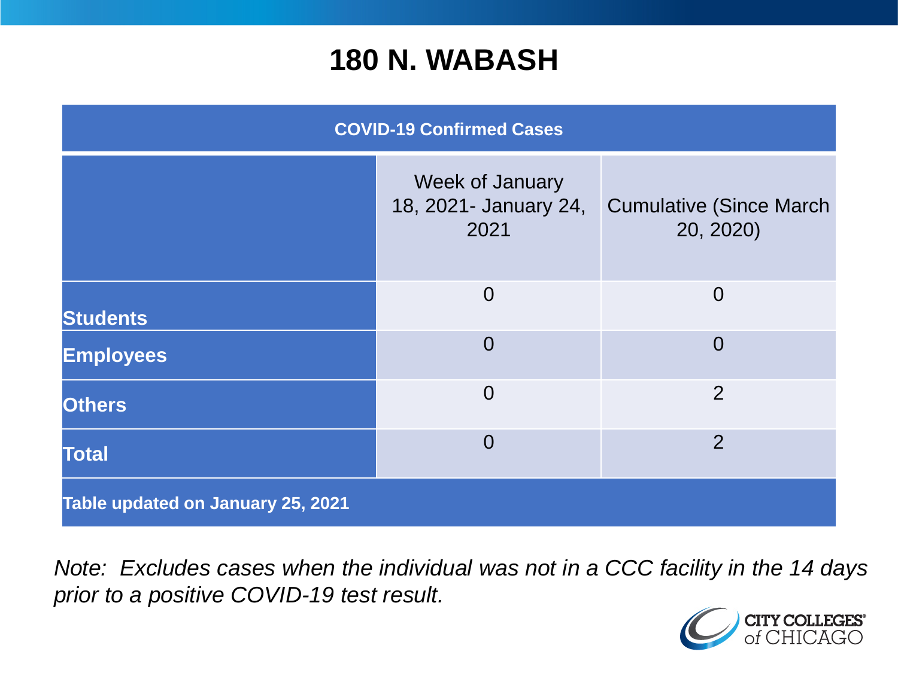# 180 N. WABASH

| COVID-19 Confirmed Cases | | |
|---|---|---|
| | Week of January 18, 2021- January 24, 2021 | Cumulative (Since March 20, 2020) |
| **Students** | 0 | 0 |
| **Employees** | 0 | 0 |
| **Others** | 0 | 2 |
| **Total** | 0 | 2 |
| **Table updated on January 25, 2021** | | |

*Note: Excludes cases when the individual was not in a CCC facility in the 14 days prior to a positive COVID-19 test result.*

CITY COLLEGES of CHICAGO